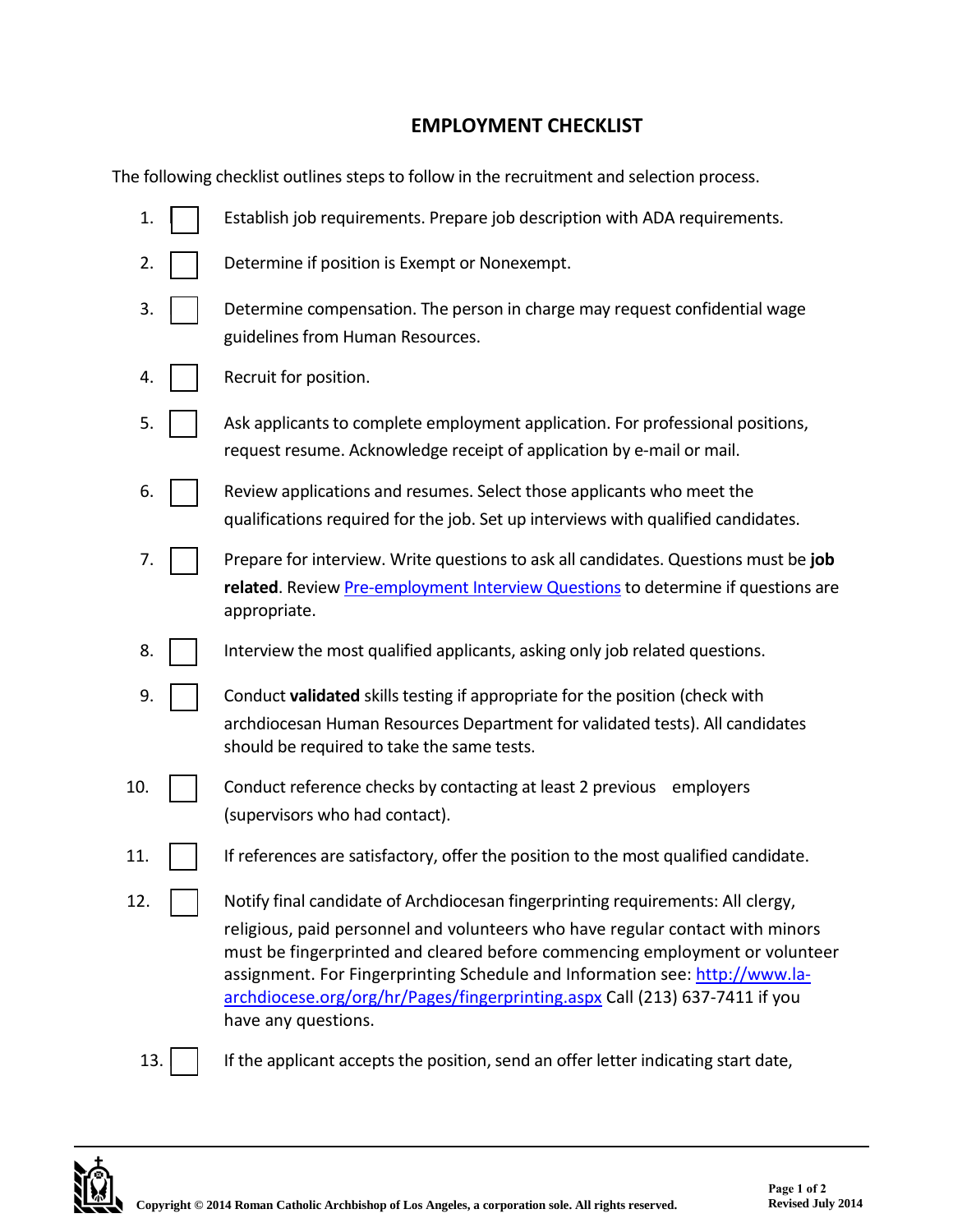# EMPLOYMENT CHECKLIST

The following checklist outlines steps to follow in the recruitment and selection process.

1. ☐ Establish job requirements. Prepare job description with ADA requirements.
2. ☐ Determine if position is Exempt or Nonexempt.
3. ☐ Determine compensation. The person in charge may request confidential wage guidelines from Human Resources.
4. ☐ Recruit for position.
5. ☐ Ask applicants to complete employment application. For professional positions, request resume. Acknowledge receipt of application by e-mail or mail.
6. ☐ Review applications and resumes. Select those applicants who meet the qualifications required for the job. Set up interviews with qualified candidates.
7. ☐ Prepare for interview. Write questions to ask all candidates. Questions must be **job related**. Review Pre-employment Interview Questions to determine if questions are appropriate.
8. ☐ Interview the most qualified applicants, asking only job related questions.
9. ☐ Conduct **validated** skills testing if appropriate for the position (check with archdiocesan Human Resources Department for validated tests). All candidates should be required to take the same tests.
10. ☐ Conduct reference checks by contacting at least 2 previous employers (supervisors who had contact).
11. ☐ If references are satisfactory, offer the position to the most qualified candidate.
12. ☐ Notify final candidate of Archdiocesan fingerprinting requirements: All clergy, religious, paid personnel and volunteers who have regular contact with minors must be fingerprinted and cleared before commencing employment or volunteer assignment. For Fingerprinting Schedule and Information see: http://www.la-archdiocese.org/org/hr/Pages/fingerprinting.aspx Call (213) 637-7411 if you have any questions.
13. ☐ If the applicant accepts the position, send an offer letter indicating start date,

Copyright © 2014 Roman Catholic Archbishop of Los Angeles, a corporation sole. All rights reserved.

Revised July 2014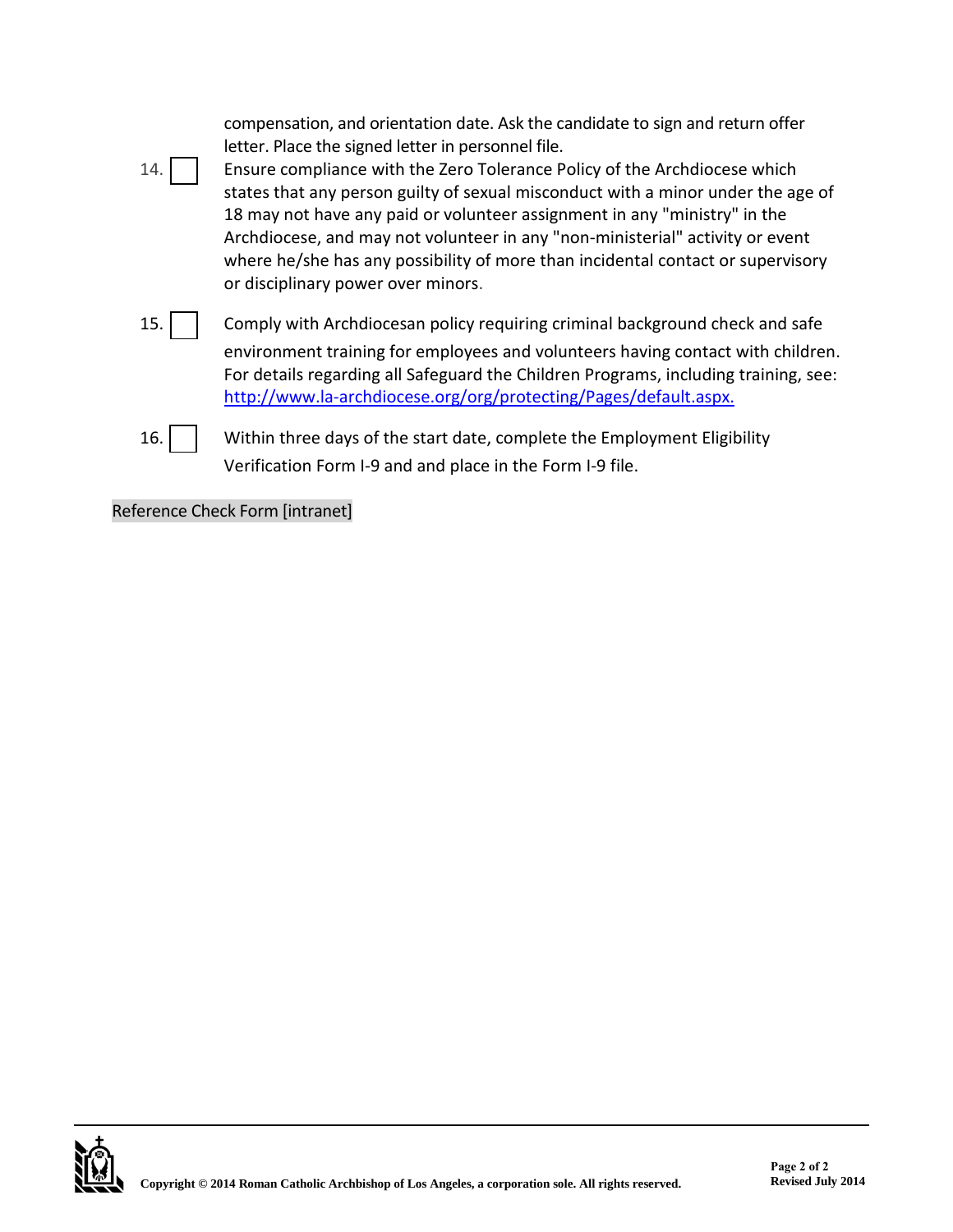compensation, and orientation date. Ask the candidate to sign and return offer letter. Place the signed letter in personnel file.

14. ☐ Ensure compliance with the Zero Tolerance Policy of the Archdiocese which states that any person guilty of sexual misconduct with a minor under the age of 18 may not have any paid or volunteer assignment in any "ministry" in the Archdiocese, and may not volunteer in any "non-ministerial" activity or event where he/she has any possibility of more than incidental contact or supervisory or disciplinary power over minors.

15. ☐ Comply with Archdiocesan policy requiring criminal background check and safe environment training for employees and volunteers having contact with children. For details regarding all Safeguard the Children Programs, including training, see: http://www.la-archdiocese.org/org/protecting/Pages/default.aspx.

16. ☐ Within three days of the start date, complete the Employment Eligibility Verification Form I-9 and and place in the Form I-9 file.

Reference Check Form [intranet]

Copyright © 2014 Roman Catholic Archbishop of Los Angeles, a corporation sole. All rights reserved.

Revised July 2014